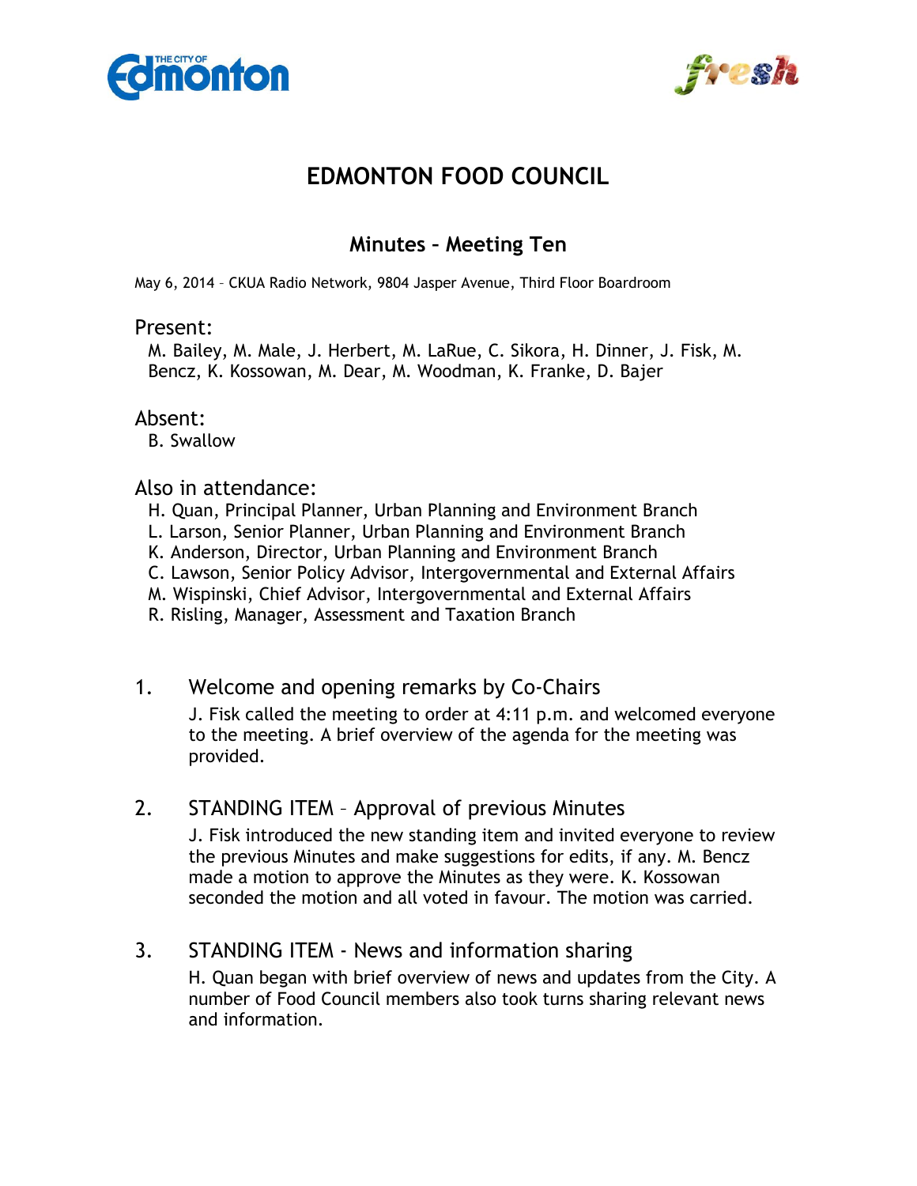# EDMONTON FOOD COUNCIL

## Minutes – Meeting Ten

May 6, 2014 – CKUA Radio Network, 9804 Jasper Avenue, Third Floor Boardroom

### Present:

M. Bailey, M. Male, J. Herbert, M. LaRue, C. Sikora, H. Dinner, J. Fisk, M. Bencz, K. Kossowan, M. Dear, M. Woodman, K. Franke, D. Bajer

### Absent:

B. Swallow

### Also in attendance:

H. Quan, Principal Planner, Urban Planning and Environment Branch
L. Larson, Senior Planner, Urban Planning and Environment Branch
K. Anderson, Director, Urban Planning and Environment Branch
C. Lawson, Senior Policy Advisor, Intergovernmental and External Affairs
M. Wispinski, Chief Advisor, Intergovernmental and External Affairs
R. Risling, Manager, Assessment and Taxation Branch

### 1. Welcome and opening remarks by Co-Chairs

J. Fisk called the meeting to order at 4:11 p.m. and welcomed everyone to the meeting. A brief overview of the agenda for the meeting was provided.

### 2. STANDING ITEM – Approval of previous Minutes

J. Fisk introduced the new standing item and invited everyone to review the previous Minutes and make suggestions for edits, if any. M. Bencz made a motion to approve the Minutes as they were. K. Kossowan seconded the motion and all voted in favour. The motion was carried.

### 3. STANDING ITEM - News and information sharing

H. Quan began with brief overview of news and updates from the City. A number of Food Council members also took turns sharing relevant news and information.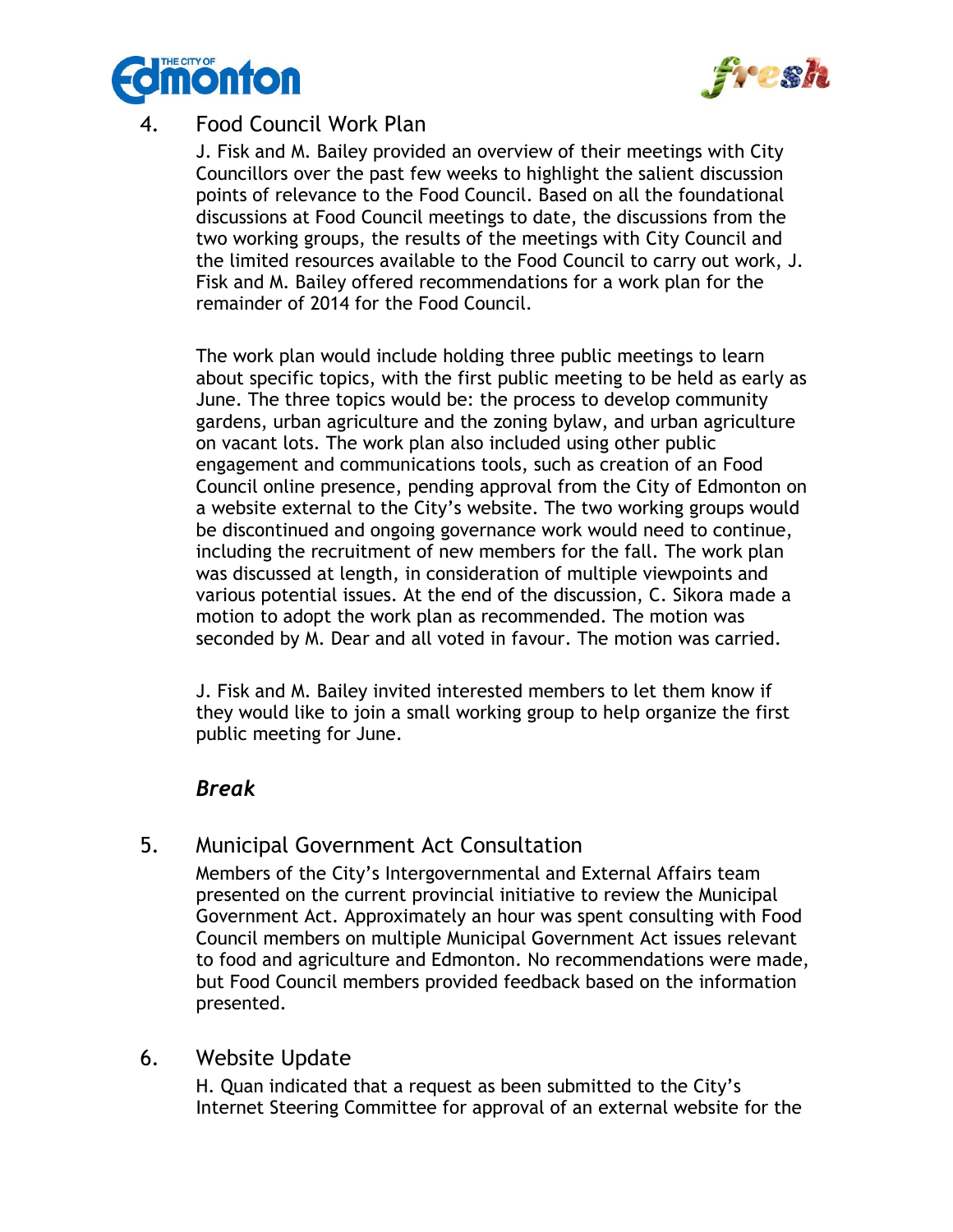## 4. Food Council Work Plan

J. Fisk and M. Bailey provided an overview of their meetings with City Councillors over the past few weeks to highlight the salient discussion points of relevance to the Food Council. Based on all the foundational discussions at Food Council meetings to date, the discussions from the two working groups, the results of the meetings with City Council and the limited resources available to the Food Council to carry out work, J. Fisk and M. Bailey offered recommendations for a work plan for the remainder of 2014 for the Food Council.

The work plan would include holding three public meetings to learn about specific topics, with the first public meeting to be held as early as June. The three topics would be: the process to develop community gardens, urban agriculture and the zoning bylaw, and urban agriculture on vacant lots. The work plan also included using other public engagement and communications tools, such as creation of an Food Council online presence, pending approval from the City of Edmonton on a website external to the City's website. The two working groups would be discontinued and ongoing governance work would need to continue, including the recruitment of new members for the fall. The work plan was discussed at length, in consideration of multiple viewpoints and various potential issues. At the end of the discussion, C. Sikora made a motion to adopt the work plan as recommended. The motion was seconded by M. Dear and all voted in favour. The motion was carried.

J. Fisk and M. Bailey invited interested members to let them know if they would like to join a small working group to help organize the first public meeting for June.

***Break***

## 5. Municipal Government Act Consultation

Members of the City's Intergovernmental and External Affairs team presented on the current provincial initiative to review the Municipal Government Act. Approximately an hour was spent consulting with Food Council members on multiple Municipal Government Act issues relevant to food and agriculture and Edmonton. No recommendations were made, but Food Council members provided feedback based on the information presented.

## 6. Website Update

H. Quan indicated that a request as been submitted to the City's Internet Steering Committee for approval of an external website for the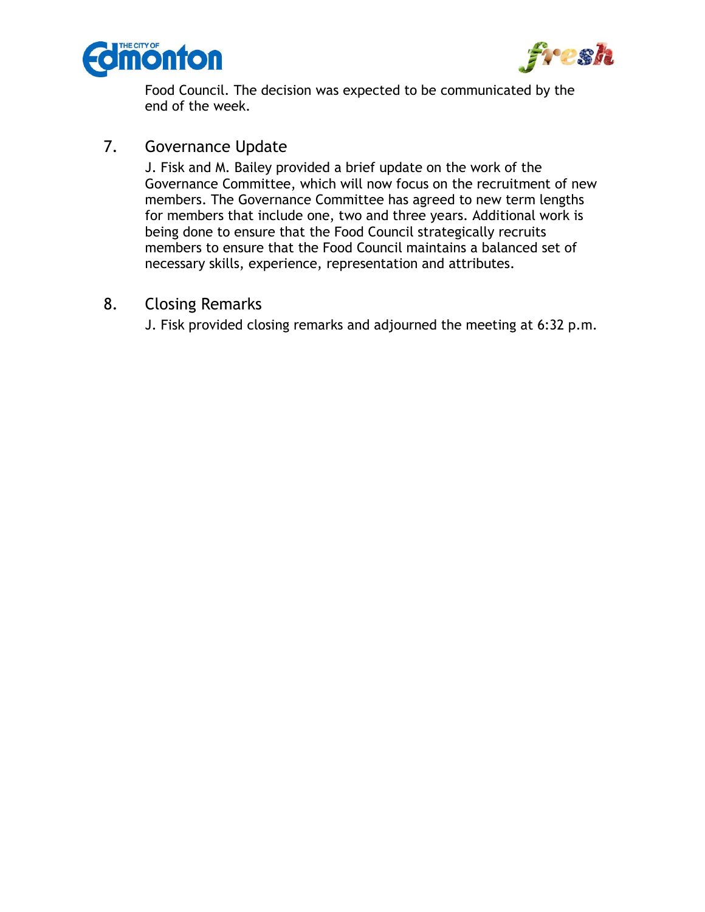Food Council. The decision was expected to be communicated by the end of the week.

7. Governance Update

J. Fisk and M. Bailey provided a brief update on the work of the Governance Committee, which will now focus on the recruitment of new members. The Governance Committee has agreed to new term lengths for members that include one, two and three years. Additional work is being done to ensure that the Food Council strategically recruits members to ensure that the Food Council maintains a balanced set of necessary skills, experience, representation and attributes.

8. Closing Remarks

J. Fisk provided closing remarks and adjourned the meeting at 6:32 p.m.